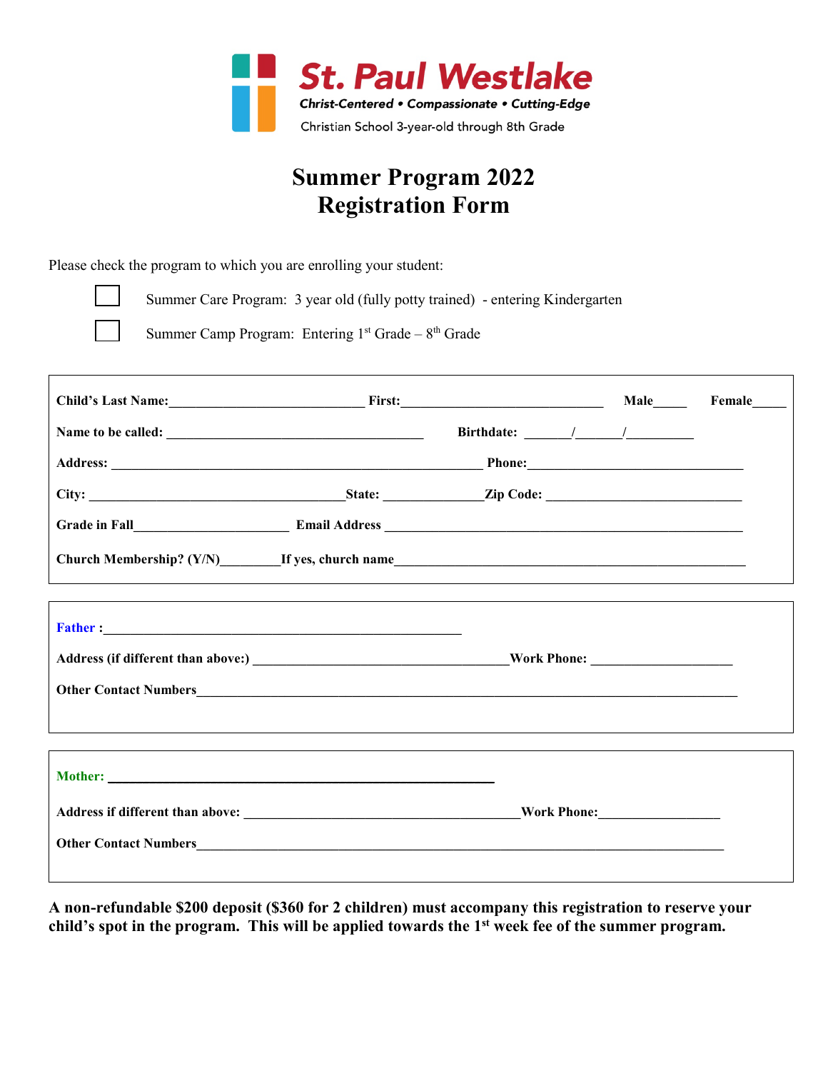**St. Paul Westlake**

*Christ-Centered • Compassionate • Cutting-Edge*

Christian School 3-year-old through 8th Grade

# Summer Program 2022
# Registration Form

Please check the program to which you are enrolling your student:

☐ Summer Care Program: 3 year old (fully potty trained) - entering Kindergarten

☐ Summer Camp Program: Entering 1st Grade – 8th Grade

**Child's Last Name:**____________________________ **First:**_____________________________ **Male**_____ **Female**_____

**Name to be called:** _____________________________________ **Birthdate:** _______/_______/__________

**Address:** _____________________________________________________ **Phone:**_______________________________

**City:** _____________________________________**State:** ______________**Zip Code:** ____________________________

**Grade in Fall**______________________ **Email Address** ______________________________________________________

**Church Membership? (Y/N)**_________**If yes, church name**___________________________________________________

---

**Father :**______________________________________________________

**Address (if different than above:)** _____________________________________**Work Phone:** ____________________

**Other Contact Numbers**_____________________________________________________________________________

---

**Mother:** ______________________________________________________

**Address if different than above:** ________________________________________**Work Phone:**_________________

**Other Contact Numbers**_____________________________________________________________________________

---

**A non-refundable $200 deposit ($360 for 2 children) must accompany this registration to reserve your child's spot in the program. This will be applied towards the 1st week fee of the summer program.**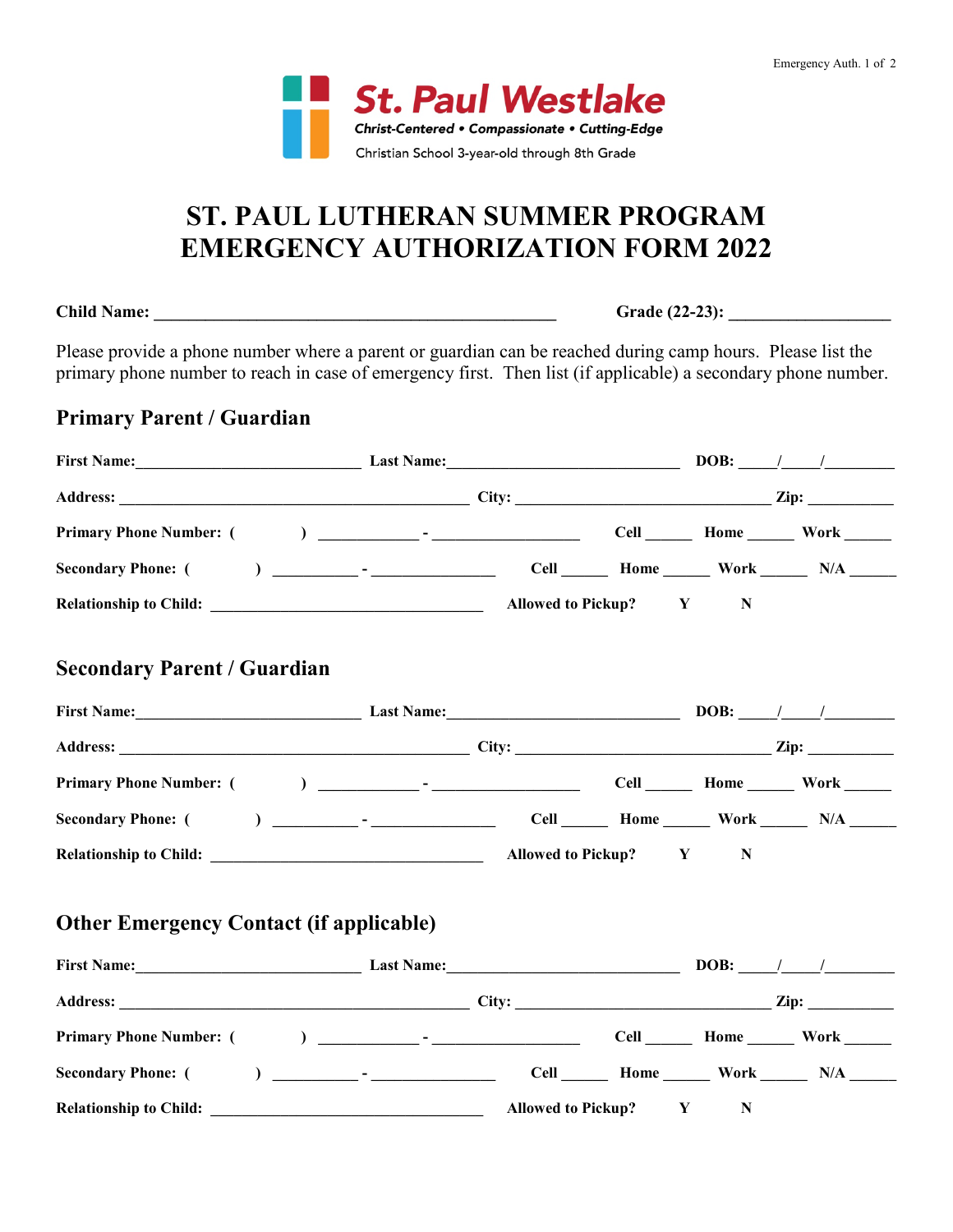St. Paul Westlake

*Christ-Centered • Compassionate • Cutting-Edge*

Christian School 3-year-old through 8th Grade

# ST. PAUL LUTHERAN SUMMER PROGRAM EMERGENCY AUTHORIZATION FORM 2022

**Child Name:** ________________________________________________ **Grade (22-23):** ___________________

Please provide a phone number where a parent or guardian can be reached during camp hours. Please list the primary phone number to reach in case of emergency first. Then list (if applicable) a secondary phone number.

## Primary Parent / Guardian

**First Name:**___________________________ **Last Name:**____________________________ **DOB:** ____/____/________

**Address:** __________________________________________ **City:** ______________________________ **Zip:** __________

**Primary Phone Number:** ( ) ____________ - __________________ **Cell** ______ **Home** ______ **Work** ______

**Secondary Phone:** ( ) __________ - _______________ **Cell** ______ **Home** ______ **Work** ______ **N/A** ______

**Relationship to Child:** _________________________________ **Allowed to Pickup?** **Y** **N**

## Secondary Parent / Guardian

**First Name:**___________________________ **Last Name:**____________________________ **DOB:** ____/____/________

**Address:** __________________________________________ **City:** ______________________________ **Zip:** __________

**Primary Phone Number:** ( ) ____________ - __________________ **Cell** ______ **Home** ______ **Work** ______

**Secondary Phone:** ( ) __________ - _______________ **Cell** ______ **Home** ______ **Work** ______ **N/A** ______

**Relationship to Child:** _________________________________ **Allowed to Pickup?** **Y** **N**

## Other Emergency Contact (if applicable)

**First Name:**___________________________ **Last Name:**____________________________ **DOB:** ____/____/________

**Address:** __________________________________________ **City:** ______________________________ **Zip:** __________

**Primary Phone Number:** ( ) ____________ - __________________ **Cell** ______ **Home** ______ **Work** ______

**Secondary Phone:** ( ) __________ - _______________ **Cell** ______ **Home** ______ **Work** ______ **N/A** ______

**Relationship to Child:** _________________________________ **Allowed to Pickup?** **Y** **N**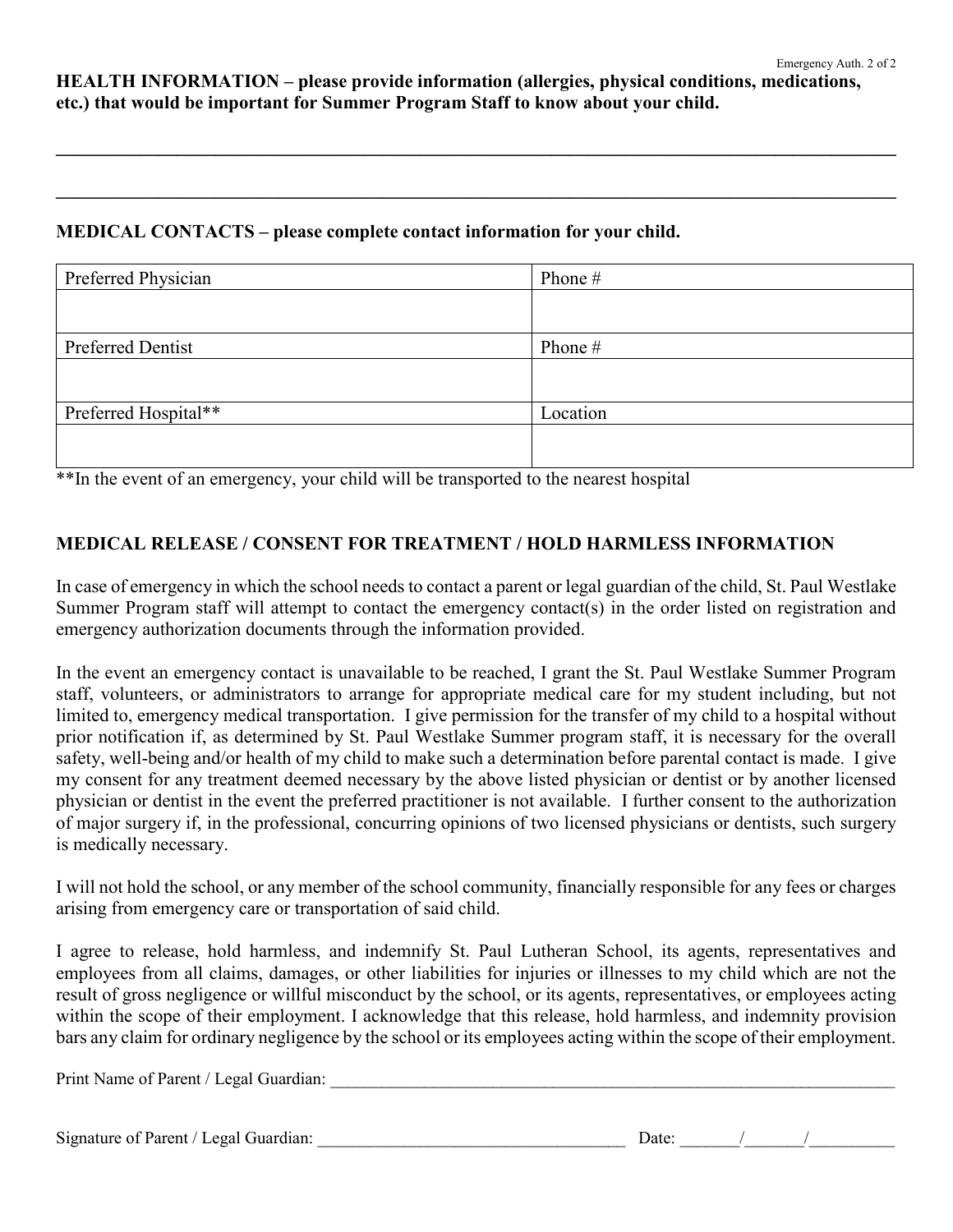**HEALTH INFORMATION – please provide information (allergies, physical conditions, medications, etc.) that would be important for Summer Program Staff to know about your child.**

\_\_\_\_\_\_\_\_\_\_\_\_\_\_\_\_\_\_\_\_\_\_\_\_\_\_\_\_\_\_\_\_\_\_\_\_\_\_\_\_\_\_\_\_\_\_\_\_\_\_\_\_\_\_\_\_\_\_\_\_\_\_\_\_\_\_\_\_\_\_\_\_\_\_\_\_\_\_

\_\_\_\_\_\_\_\_\_\_\_\_\_\_\_\_\_\_\_\_\_\_\_\_\_\_\_\_\_\_\_\_\_\_\_\_\_\_\_\_\_\_\_\_\_\_\_\_\_\_\_\_\_\_\_\_\_\_\_\_\_\_\_\_\_\_\_\_\_\_\_\_\_\_\_\_\_\_

**MEDICAL CONTACTS – please complete contact information for your child.**

| Preferred Physician | Phone # |
|---|---|
| | |
| Preferred Dentist | Phone # |
| | |
| Preferred Hospital** | Location |
| | |

**In the event of an emergency, your child will be transported to the nearest hospital

**MEDICAL RELEASE / CONSENT FOR TREATMENT / HOLD HARMLESS INFORMATION**

In case of emergency in which the school needs to contact a parent or legal guardian of the child, St. Paul Westlake Summer Program staff will attempt to contact the emergency contact(s) in the order listed on registration and emergency authorization documents through the information provided.

In the event an emergency contact is unavailable to be reached, I grant the St. Paul Westlake Summer Program staff, volunteers, or administrators to arrange for appropriate medical care for my student including, but not limited to, emergency medical transportation. I give permission for the transfer of my child to a hospital without prior notification if, as determined by St. Paul Westlake Summer program staff, it is necessary for the overall safety, well-being and/or health of my child to make such a determination before parental contact is made. I give my consent for any treatment deemed necessary by the above listed physician or dentist or by another licensed physician or dentist in the event the preferred practitioner is not available. I further consent to the authorization of major surgery if, in the professional, concurring opinions of two licensed physicians or dentists, such surgery is medically necessary.

I will not hold the school, or any member of the school community, financially responsible for any fees or charges arising from emergency care or transportation of said child.

I agree to release, hold harmless, and indemnify St. Paul Lutheran School, its agents, representatives and employees from all claims, damages, or other liabilities for injuries or illnesses to my child which are not the result of gross negligence or willful misconduct by the school, or its agents, representatives, or employees acting within the scope of their employment. I acknowledge that this release, hold harmless, and indemnity provision bars any claim for ordinary negligence by the school or its employees acting within the scope of their employment.

Print Name of Parent / Legal Guardian: \_\_\_\_\_\_\_\_\_\_\_\_\_\_\_\_\_\_\_\_\_\_\_\_\_\_\_\_\_\_\_\_\_\_\_\_\_\_\_\_\_\_\_\_\_\_\_\_

Signature of Parent / Legal Guardian: \_\_\_\_\_\_\_\_\_\_\_\_\_\_\_\_\_\_\_\_\_\_\_\_\_\_\_\_\_\_\_\_ Date: \_\_\_\_\_\_\_/\_\_\_\_\_\_\_/\_\_\_\_\_\_\_\_\_\_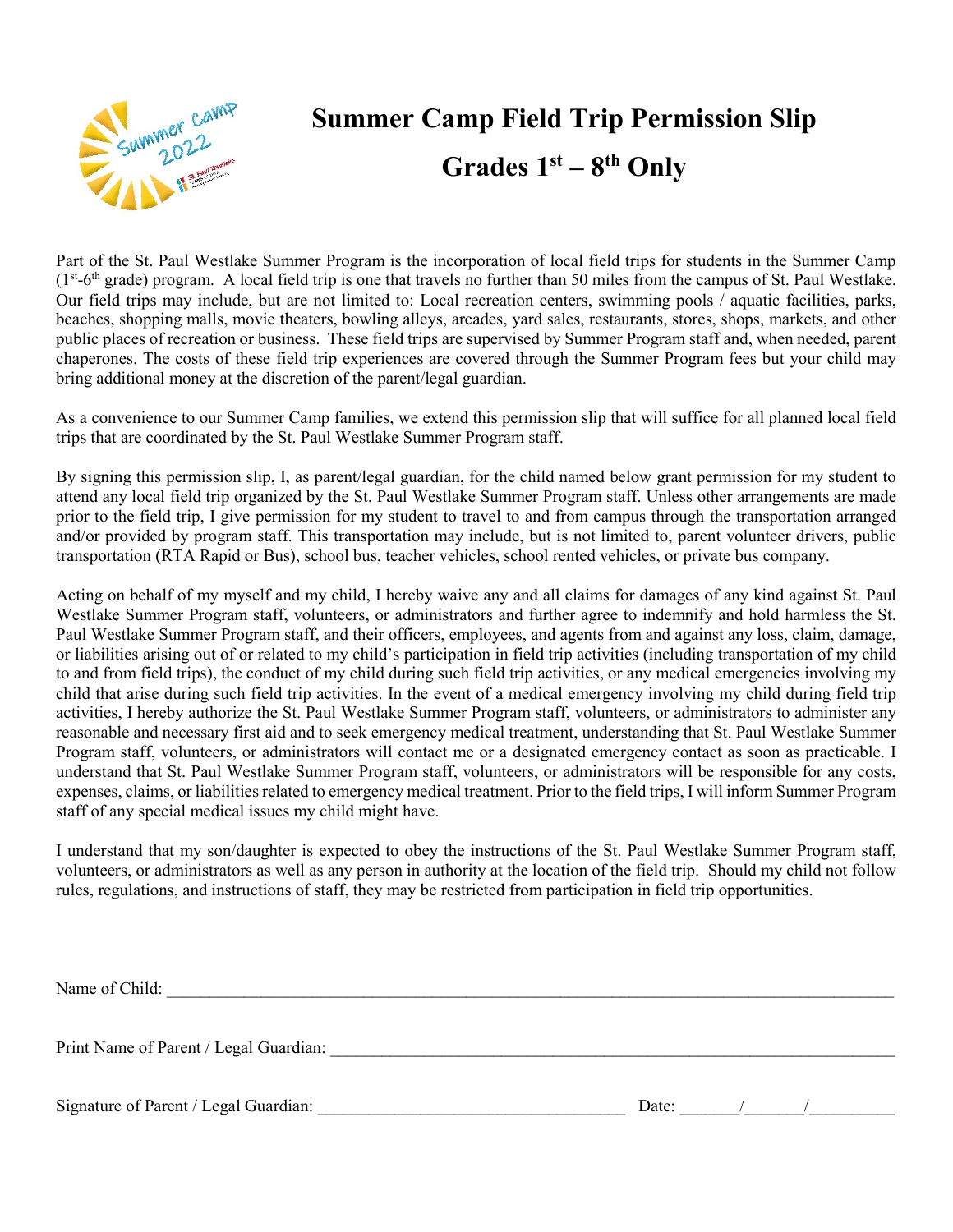# Summer Camp Field Trip Permission Slip

## Grades 1st – 8th Only

Part of the St. Paul Westlake Summer Program is the incorporation of local field trips for students in the Summer Camp (1st-6th grade) program. A local field trip is one that travels no further than 50 miles from the campus of St. Paul Westlake. Our field trips may include, but are not limited to: Local recreation centers, swimming pools / aquatic facilities, parks, beaches, shopping malls, movie theaters, bowling alleys, arcades, yard sales, restaurants, stores, shops, markets, and other public places of recreation or business. These field trips are supervised by Summer Program staff and, when needed, parent chaperones. The costs of these field trip experiences are covered through the Summer Program fees but your child may bring additional money at the discretion of the parent/legal guardian.

As a convenience to our Summer Camp families, we extend this permission slip that will suffice for all planned local field trips that are coordinated by the St. Paul Westlake Summer Program staff.

By signing this permission slip, I, as parent/legal guardian, for the child named below grant permission for my student to attend any local field trip organized by the St. Paul Westlake Summer Program staff. Unless other arrangements are made prior to the field trip, I give permission for my student to travel to and from campus through the transportation arranged and/or provided by program staff. This transportation may include, but is not limited to, parent volunteer drivers, public transportation (RTA Rapid or Bus), school bus, teacher vehicles, school rented vehicles, or private bus company.

Acting on behalf of my myself and my child, I hereby waive any and all claims for damages of any kind against St. Paul Westlake Summer Program staff, volunteers, or administrators and further agree to indemnify and hold harmless the St. Paul Westlake Summer Program staff, and their officers, employees, and agents from and against any loss, claim, damage, or liabilities arising out of or related to my child's participation in field trip activities (including transportation of my child to and from field trips), the conduct of my child during such field trip activities, or any medical emergencies involving my child that arise during such field trip activities. In the event of a medical emergency involving my child during field trip activities, I hereby authorize the St. Paul Westlake Summer Program staff, volunteers, or administrators to administer any reasonable and necessary first aid and to seek emergency medical treatment, understanding that St. Paul Westlake Summer Program staff, volunteers, or administrators will contact me or a designated emergency contact as soon as practicable. I understand that St. Paul Westlake Summer Program staff, volunteers, or administrators will be responsible for any costs, expenses, claims, or liabilities related to emergency medical treatment. Prior to the field trips, I will inform Summer Program staff of any special medical issues my child might have.

I understand that my son/daughter is expected to obey the instructions of the St. Paul Westlake Summer Program staff, volunteers, or administrators as well as any person in authority at the location of the field trip. Should my child not follow rules, regulations, and instructions of staff, they may be restricted from participation in field trip opportunities.

Name of Child: ______________________________________________________________

Print Name of Parent / Legal Guardian: ___________________________________________

Signature of Parent / Legal Guardian: ___________________________ Date: ______/______/________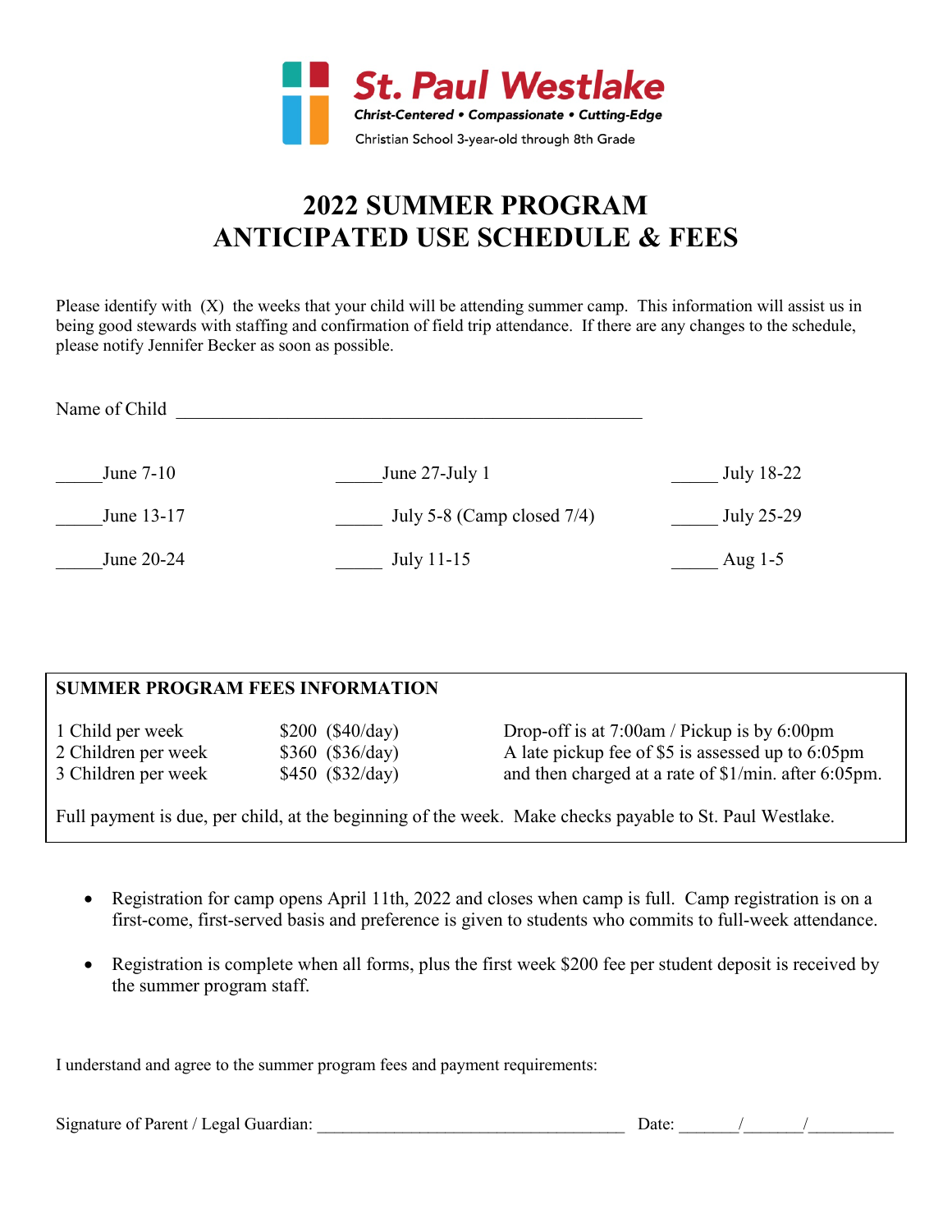St. Paul Westlake

*Christ-Centered • Compassionate • Cutting-Edge*

Christian School 3-year-old through 8th Grade

# 2022 SUMMER PROGRAM ANTICIPATED USE SCHEDULE & FEES

Please identify with (X) the weeks that your child will be attending summer camp. This information will assist us in being good stewards with staffing and confirmation of field trip attendance. If there are any changes to the schedule, please notify Jennifer Becker as soon as possible.

Name of Child \_\_\_\_\_\_\_\_\_\_\_\_\_\_\_\_\_\_\_\_\_\_\_\_\_\_\_\_\_\_\_\_\_\_\_\_\_\_\_\_\_\_\_\_\_\_\_\_\_\_

\_\_\_\_\_June 7-10 &nbsp;&nbsp;&nbsp;&nbsp; \_\_\_\_\_June 27-July 1 &nbsp;&nbsp;&nbsp;&nbsp; \_\_\_\_\_ July 18-22

\_\_\_\_\_June 13-17 &nbsp;&nbsp;&nbsp;&nbsp; \_\_\_\_\_ July 5-8 (Camp closed 7/4) &nbsp;&nbsp;&nbsp;&nbsp; \_\_\_\_\_ July 25-29

\_\_\_\_\_June 20-24 &nbsp;&nbsp;&nbsp;&nbsp; \_\_\_\_\_ July 11-15 &nbsp;&nbsp;&nbsp;&nbsp; \_\_\_\_\_ Aug 1-5

**SUMMER PROGRAM FEES INFORMATION**

| | | |
|---|---|---|
| 1 Child per week | $200 ($40/day) | Drop-off is at 7:00am / Pickup is by 6:00pm |
| 2 Children per week | $360 ($36/day) | A late pickup fee of $5 is assessed up to 6:05pm |
| 3 Children per week | $450 ($32/day) | and then charged at a rate of $1/min. after 6:05pm. |

Full payment is due, per child, at the beginning of the week. Make checks payable to St. Paul Westlake.

- Registration for camp opens April 11th, 2022 and closes when camp is full. Camp registration is on a first-come, first-served basis and preference is given to students who commits to full-week attendance.
- Registration is complete when all forms, plus the first week $200 fee per student deposit is received by the summer program staff.

I understand and agree to the summer program fees and payment requirements:

Signature of Parent / Legal Guardian: \_\_\_\_\_\_\_\_\_\_\_\_\_\_\_\_\_\_\_\_\_\_\_\_\_\_\_\_\_\_\_\_\_\_\_\_ Date: \_\_\_\_\_\_\_/\_\_\_\_\_\_\_/\_\_\_\_\_\_\_\_\_\_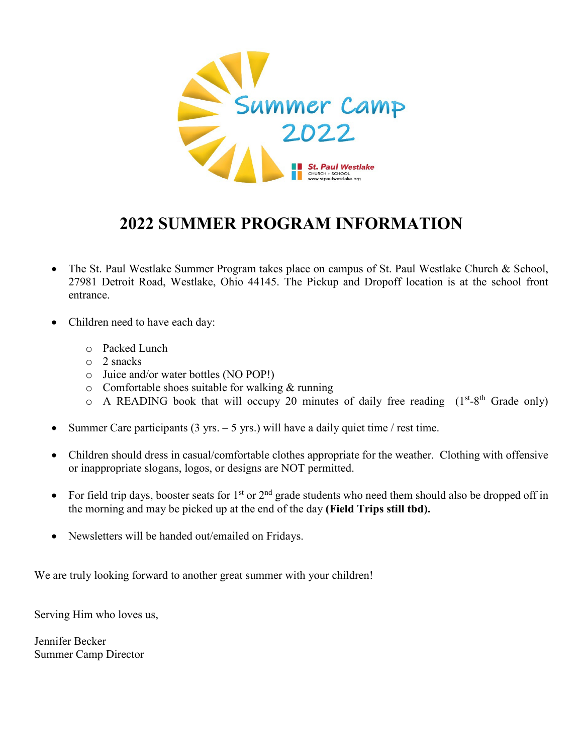Summer Camp 2022

St. Paul Westlake
CHURCH + SCHOOL
www.stpaulwestlake.org

# 2022 SUMMER PROGRAM INFORMATION

- The St. Paul Westlake Summer Program takes place on campus of St. Paul Westlake Church & School, 27981 Detroit Road, Westlake, Ohio 44145. The Pickup and Dropoff location is at the school front entrance.
- Children need to have each day:
  - Packed Lunch
  - 2 snacks
  - Juice and/or water bottles (NO POP!)
  - Comfortable shoes suitable for walking & running
  - A READING book that will occupy 20 minutes of daily free reading (1st-8th Grade only)
- Summer Care participants (3 yrs. – 5 yrs.) will have a daily quiet time / rest time.
- Children should dress in casual/comfortable clothes appropriate for the weather. Clothing with offensive or inappropriate slogans, logos, or designs are NOT permitted.
- For field trip days, booster seats for 1st or 2nd grade students who need them should also be dropped off in the morning and may be picked up at the end of the day **(Field Trips still tbd).**
- Newsletters will be handed out/emailed on Fridays.

We are truly looking forward to another great summer with your children!

Serving Him who loves us,

Jennifer Becker
Summer Camp Director